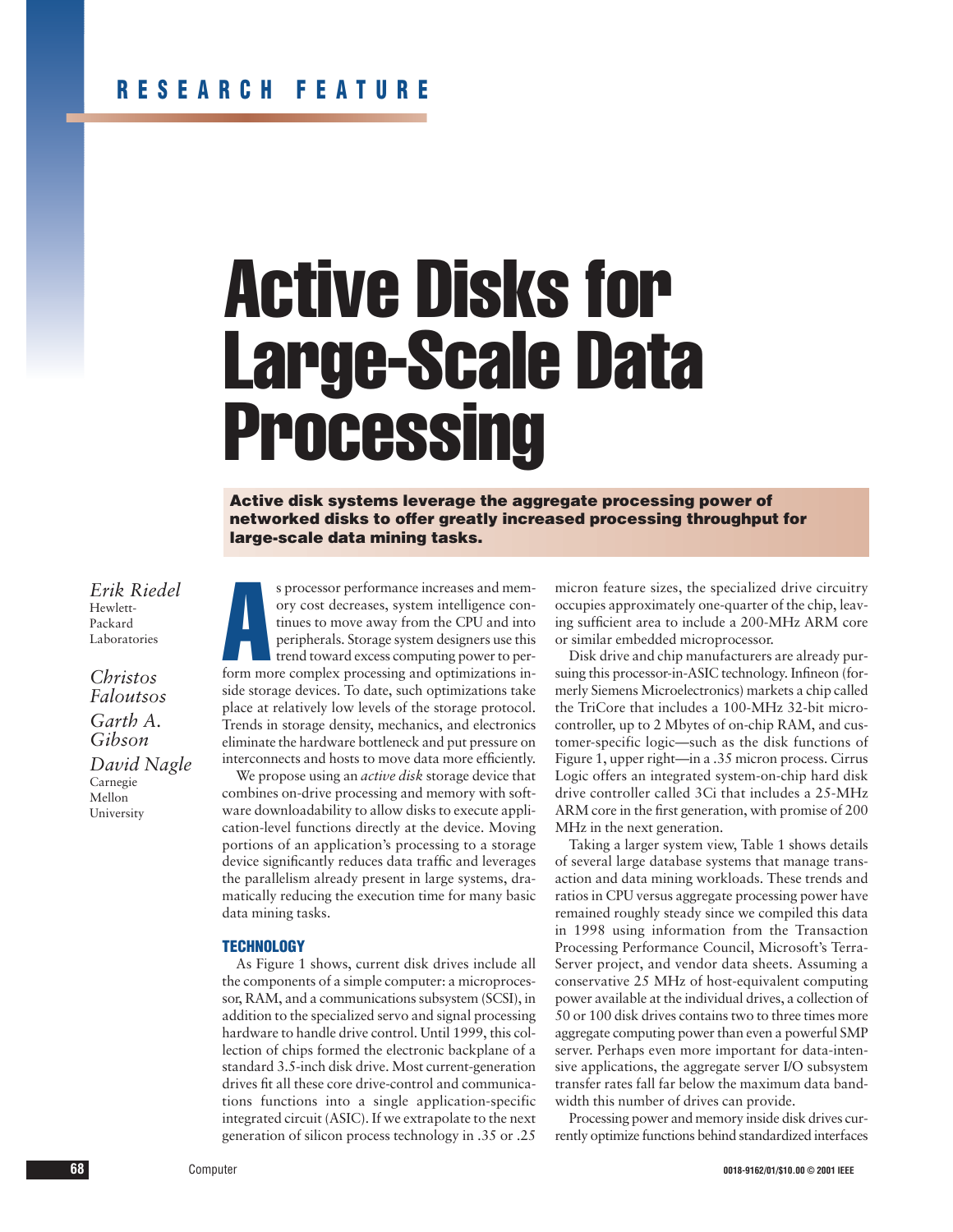RESEARCH FEATURE

# Active Disks for Large-Scale Data Processing

**Active disk systems leverage the aggregate processing power of networked disks to offer greatly increased processing throughput for large-scale data mining tasks.**

*Erik Riedel*
Hewlett-Packard Laboratories

*Christos Faloutsos*
*Garth A. Gibson*
*David Nagle*
Carnegie Mellon University

As processor performance increases and memory cost decreases, system intelligence continues to move away from the CPU and into peripherals. Storage system designers use this trend toward excess computing power to perform more complex processing and optimizations inside storage devices. To date, such optimizations take place at relatively low levels of the storage protocol. Trends in storage density, mechanics, and electronics eliminate the hardware bottleneck and put pressure on interconnects and hosts to move data more efficiently.

We propose using an *active disk* storage device that combines on-drive processing and memory with software downloadability to allow disks to execute application-level functions directly at the device. Moving portions of an application's processing to a storage device significantly reduces data traffic and leverages the parallelism already present in large systems, dramatically reducing the execution time for many basic data mining tasks.

## TECHNOLOGY

As Figure 1 shows, current disk drives include all the components of a simple computer: a microprocessor, RAM, and a communications subsystem (SCSI), in addition to the specialized servo and signal processing hardware to handle drive control. Until 1999, this collection of chips formed the electronic backplane of a standard 3.5-inch disk drive. Most current-generation drives fit all these core drive-control and communications functions into a single application-specific integrated circuit (ASIC). If we extrapolate to the next generation of silicon process technology in .35 or .25 micron feature sizes, the specialized drive circuitry occupies approximately one-quarter of the chip, leaving sufficient area to include a 200-MHz ARM core or similar embedded microprocessor.

Disk drive and chip manufacturers are already pursuing this processor-in-ASIC technology. Infineon (formerly Siemens Microelectronics) markets a chip called the TriCore that includes a 100-MHz 32-bit microcontroller, up to 2 Mbytes of on-chip RAM, and customer-specific logic—such as the disk functions of Figure 1, upper right—in a .35 micron process. Cirrus Logic offers an integrated system-on-chip hard disk drive controller called 3Ci that includes a 25-MHz ARM core in the first generation, with promise of 200 MHz in the next generation.

Taking a larger system view, Table 1 shows details of several large database systems that manage transaction and data mining workloads. These trends and ratios in CPU versus aggregate processing power have remained roughly steady since we compiled this data in 1998 using information from the Transaction Processing Performance Council, Microsoft's TerraServer project, and vendor data sheets. Assuming a conservative 25 MHz of host-equivalent computing power available at the individual drives, a collection of 50 or 100 disk drives contains two to three times more aggregate computing power than even a powerful SMP server. Perhaps even more important for data-intensive applications, the aggregate server I/O subsystem transfer rates fall far below the maximum data bandwidth this number of drives can provide.

Processing power and memory inside disk drives currently optimize functions behind standardized interfaces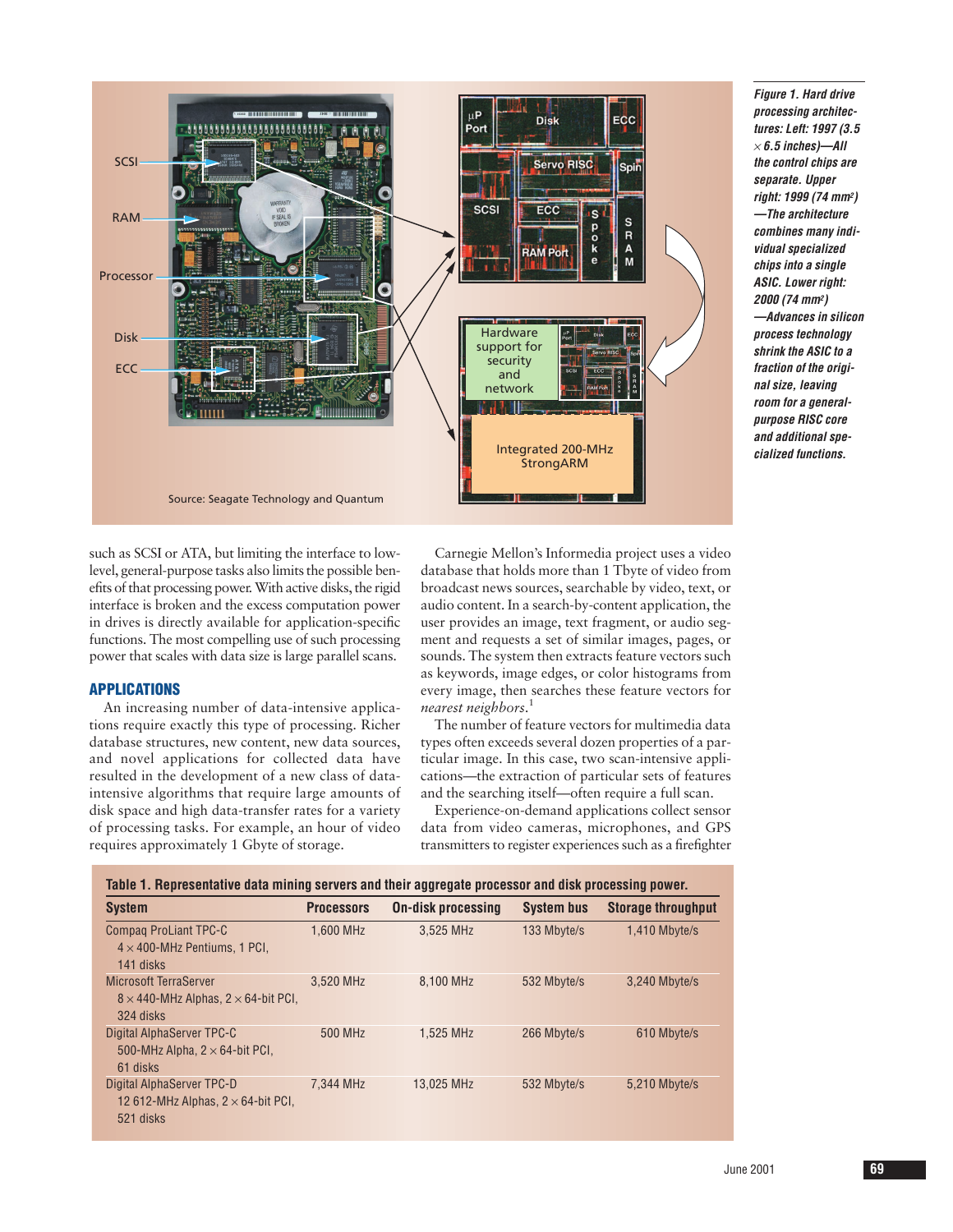Figure 1. Hard drive processing architectures: Left: 1997 (3.5 × 6.5 inches)—All the control chips are separate. Upper right: 1999 (74 mm²)—The architecture combines many individual specialized chips into a single ASIC. Lower right: 2000 (74 mm²)—Advances in silicon process technology shrink the ASIC to a fraction of the original size, leaving room for a general-purpose RISC core and additional specialized functions.

such as SCSI or ATA, but limiting the interface to low-level, general-purpose tasks also limits the possible benefits of that processing power. With active disks, the rigid interface is broken and the excess computation power in drives is directly available for application-specific functions. The most compelling use of such processing power that scales with data size is large parallel scans.

## APPLICATIONS

An increasing number of data-intensive applications require exactly this type of processing. Richer database structures, new content, new data sources, and novel applications for collected data have resulted in the development of a new class of data-intensive algorithms that require large amounts of disk space and high data-transfer rates for a variety of processing tasks. For example, an hour of video requires approximately 1 Gbyte of storage.

Carnegie Mellon's Informedia project uses a video database that holds more than 1 Tbyte of video from broadcast news sources, searchable by video, text, or audio content. In a search-by-content application, the user provides an image, text fragment, or audio segment and requests a set of similar images, pages, or sounds. The system then extracts feature vectors such as keywords, image edges, or color histograms from every image, then searches these feature vectors for *nearest neighbors*.[1]

The number of feature vectors for multimedia data types often exceeds several dozen properties of a particular image. In this case, two scan-intensive applications—the extraction of particular sets of features and the searching itself—often require a full scan.

Experience-on-demand applications collect sensor data from video cameras, microphones, and GPS transmitters to register experiences such as a firefighter

**Table 1. Representative data mining servers and their aggregate processor and disk processing power.**

| System | Processors | On-disk processing | System bus | Storage throughput |
|---|---|---|---|---|
| Compaq ProLiant TPC-C<br>4 × 400-MHz Pentiums, 1 PCI,<br>141 disks | 1,600 MHz | 3,525 MHz | 133 Mbyte/s | 1,410 Mbyte/s |
| Microsoft TerraServer<br>8 × 440-MHz Alphas, 2 × 64-bit PCI,<br>324 disks | 3,520 MHz | 8,100 MHz | 532 Mbyte/s | 3,240 Mbyte/s |
| Digital AlphaServer TPC-C<br>500-MHz Alpha, 2 × 64-bit PCI,<br>61 disks | 500 MHz | 1,525 MHz | 266 Mbyte/s | 610 Mbyte/s |
| Digital AlphaServer TPC-D<br>12 612-MHz Alphas, 2 × 64-bit PCI,<br>521 disks | 7,344 MHz | 13,025 MHz | 532 Mbyte/s | 5,210 Mbyte/s |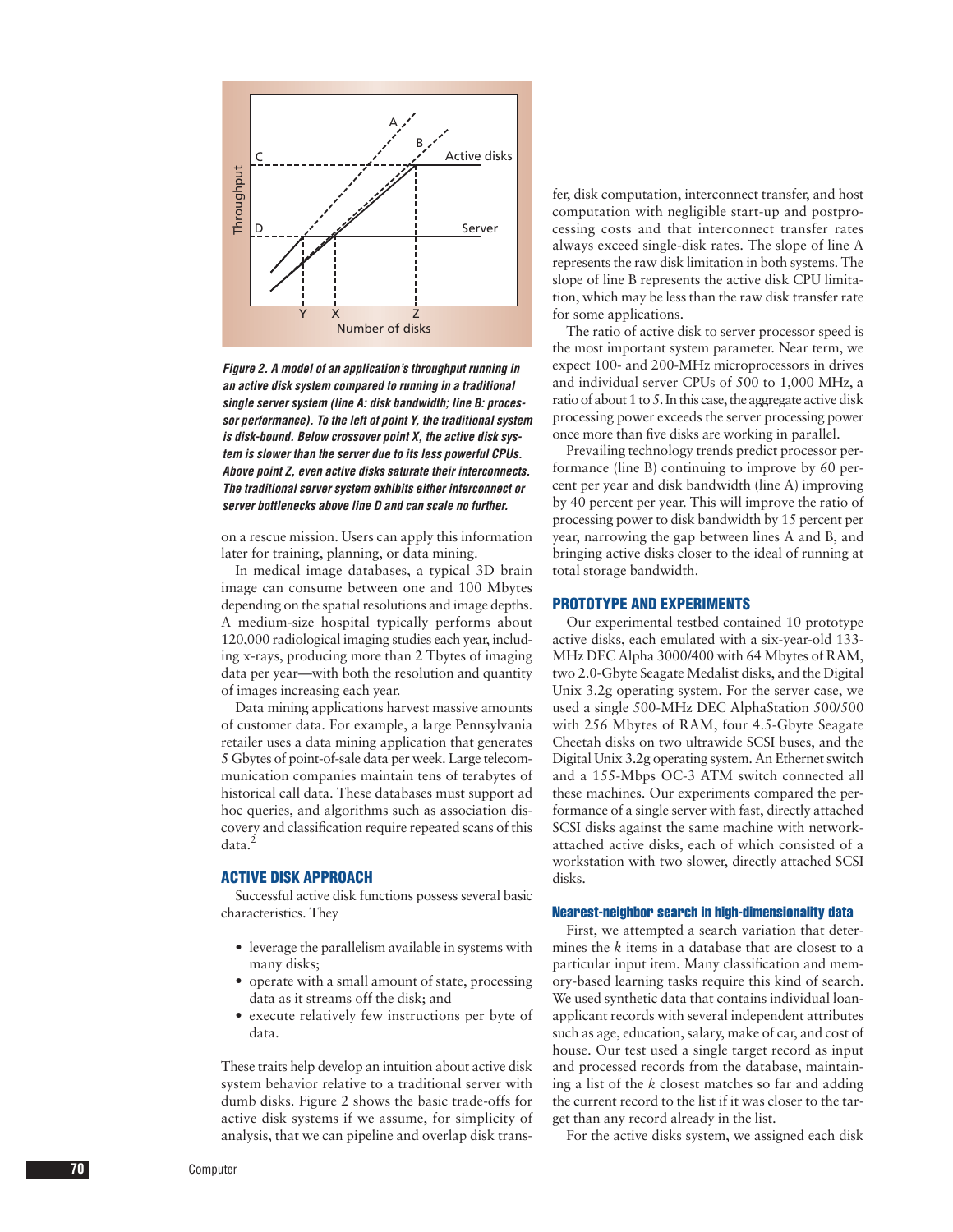Figure 2. A model of an application's throughput running in an active disk system compared to running in a traditional single server system (line A: disk bandwidth; line B: processor performance). To the left of point Y, the traditional system is disk-bound. Below crossover point X, the active disk system is slower than the server due to its less powerful CPUs. Above point Z, even active disks saturate their interconnects. The traditional server system exhibits either interconnect or server bottlenecks above line D and can scale no further.

on a rescue mission. Users can apply this information later for training, planning, or data mining.

In medical image databases, a typical 3D brain image can consume between one and 100 Mbytes depending on the spatial resolutions and image depths. A medium-size hospital typically performs about 120,000 radiological imaging studies each year, including x-rays, producing more than 2 Tbytes of imaging data per year—with both the resolution and quantity of images increasing each year.

Data mining applications harvest massive amounts of customer data. For example, a large Pennsylvania retailer uses a data mining application that generates 5 Gbytes of point-of-sale data per week. Large telecommunication companies maintain tens of terabytes of historical call data. These databases must support ad hoc queries, and algorithms such as association discovery and classification require repeated scans of this data.[2]

## ACTIVE DISK APPROACH

Successful active disk functions possess several basic characteristics. They

- leverage the parallelism available in systems with many disks;
- operate with a small amount of state, processing data as it streams off the disk; and
- execute relatively few instructions per byte of data.

These traits help develop an intuition about active disk system behavior relative to a traditional server with dumb disks. Figure 2 shows the basic trade-offs for active disk systems if we assume, for simplicity of analysis, that we can pipeline and overlap disk transfer, disk computation, interconnect transfer, and host computation with negligible start-up and postprocessing costs and that interconnect transfer rates always exceed single-disk rates. The slope of line A represents the raw disk limitation in both systems. The slope of line B represents the active disk CPU limitation, which may be less than the raw disk transfer rate for some applications.

The ratio of active disk to server processor speed is the most important system parameter. Near term, we expect 100- and 200-MHz microprocessors in drives and individual server CPUs of 500 to 1,000 MHz, a ratio of about 1 to 5. In this case, the aggregate active disk processing power exceeds the server processing power once more than five disks are working in parallel.

Prevailing technology trends predict processor performance (line B) continuing to improve by 60 percent per year and disk bandwidth (line A) improving by 40 percent per year. This will improve the ratio of processing power to disk bandwidth by 15 percent per year, narrowing the gap between lines A and B, and bringing active disks closer to the ideal of running at total storage bandwidth.

## PROTOTYPE AND EXPERIMENTS

Our experimental testbed contained 10 prototype active disks, each emulated with a six-year-old 133-MHz DEC Alpha 3000/400 with 64 Mbytes of RAM, two 2.0-Gbyte Seagate Medalist disks, and the Digital Unix 3.2g operating system. For the server case, we used a single 500-MHz DEC AlphaStation 500/500 with 256 Mbytes of RAM, four 4.5-Gbyte Seagate Cheetah disks on two ultrawide SCSI buses, and the Digital Unix 3.2g operating system. An Ethernet switch and a 155-Mbps OC-3 ATM switch connected all these machines. Our experiments compared the performance of a single server with fast, directly attached SCSI disks against the same machine with network-attached active disks, each of which consisted of a workstation with two slower, directly attached SCSI disks.

### Nearest-neighbor search in high-dimensionality data

First, we attempted a search variation that determines the $k$ items in a database that are closest to a particular input item. Many classification and memory-based learning tasks require this kind of search. We used synthetic data that contains individual loan-applicant records with several independent attributes such as age, education, salary, make of car, and cost of house. Our test used a single target record as input and processed records from the database, maintaining a list of the $k$ closest matches so far and adding the current record to the list if it was closer to the target than any record already in the list.

For the active disks system, we assigned each disk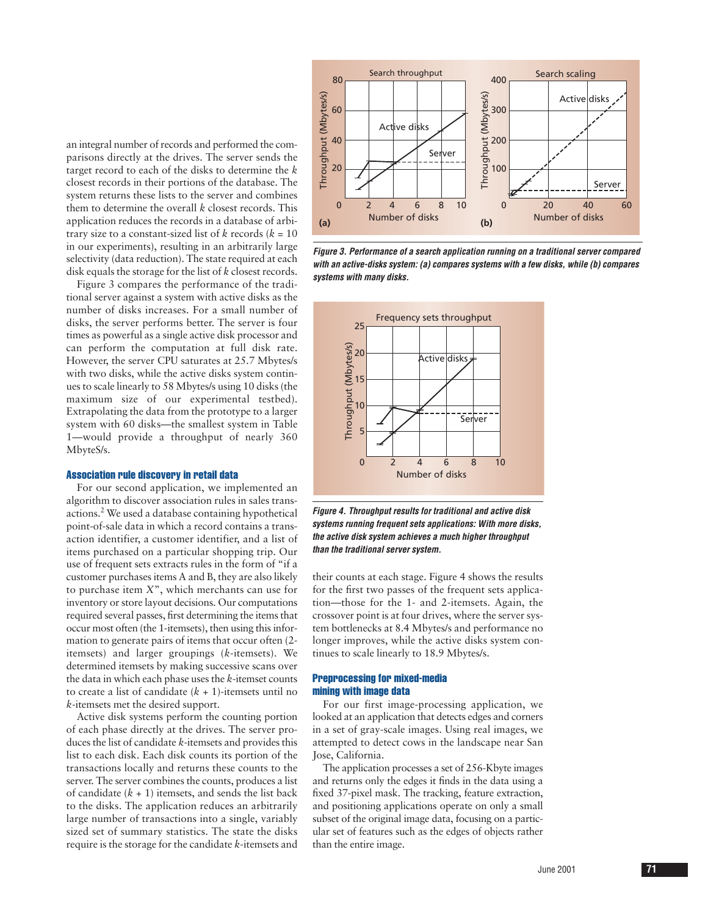an integral number of records and performed the comparisons directly at the drives. The server sends the target record to each of the disks to determine the $k$ closest records in their portions of the database. The system returns these lists to the server and combines them to determine the overall $k$ closest records. This application reduces the records in a database of arbitrary size to a constant-sized list of $k$ records ($k = 10$ in our experiments), resulting in an arbitrarily large selectivity (data reduction). The state required at each disk equals the storage for the list of $k$ closest records.

Figure 3 compares the performance of the traditional server against a system with active disks as the number of disks increases. For a small number of disks, the server performs better. The server is four times as powerful as a single active disk processor and can perform the computation at full disk rate. However, the server CPU saturates at 25.7 Mbytes/s with two disks, while the active disks system continues to scale linearly to 58 Mbytes/s using 10 disks (the maximum size of our experimental testbed). Extrapolating the data from the prototype to a larger system with 60 disks—the smallest system in Table 1—would provide a throughput of nearly 360 MbyteS/s.

**Figure 3. Performance of a search application running on a traditional server compared with an active-disks system: (a) compares systems with a few disks, while (b) compares systems with many disks.**

### Association rule discovery in retail data

For our second application, we implemented an algorithm to discover association rules in sales transactions.[2] We used a database containing hypothetical point-of-sale data in which a record contains a transaction identifier, a customer identifier, and a list of items purchased on a particular shopping trip. Our use of frequent sets extracts rules in the form of "if a customer purchases items A and B, they are also likely to purchase item $X$", which merchants can use for inventory or store layout decisions. Our computations required several passes, first determining the items that occur most often (the 1-itemsets), then using this information to generate pairs of items that occur often (2-itemsets) and larger groupings ($k$-itemsets). We determined itemsets by making successive scans over the data in which each phase uses the $k$-itemset counts to create a list of candidate $(k + 1)$-itemsets until no $k$-itemsets met the desired support.

Active disk systems perform the counting portion of each phase directly at the drives. The server produces the list of candidate $k$-itemsets and provides this list to each disk. Each disk counts its portion of the transactions locally and returns these counts to the server. The server combines the counts, produces a list of candidate $(k + 1)$ itemsets, and sends the list back to the disks. The application reduces an arbitrarily large number of transactions into a single, variably sized set of summary statistics. The state the disks require is the storage for the candidate $k$-itemsets and their counts at each stage. Figure 4 shows the results for the first two passes of the frequent sets application—those for the 1- and 2-itemsets. Again, the crossover point is at four drives, where the server system bottlenecks at 8.4 Mbytes/s and performance no longer improves, while the active disks system continues to scale linearly to 18.9 Mbytes/s.

**Figure 4. Throughput results for traditional and active disk systems running frequent sets applications: With more disks, the active disk system achieves a much higher throughput than the traditional server system.**

### Preprocessing for mixed-media mining with image data

For our first image-processing application, we looked at an application that detects edges and corners in a set of gray-scale images. Using real images, we attempted to detect cows in the landscape near San Jose, California.

The application processes a set of 256-Kbyte images and returns only the edges it finds in the data using a fixed 37-pixel mask. The tracking, feature extraction, and positioning applications operate on only a small subset of the original image data, focusing on a particular set of features such as the edges of objects rather than the entire image.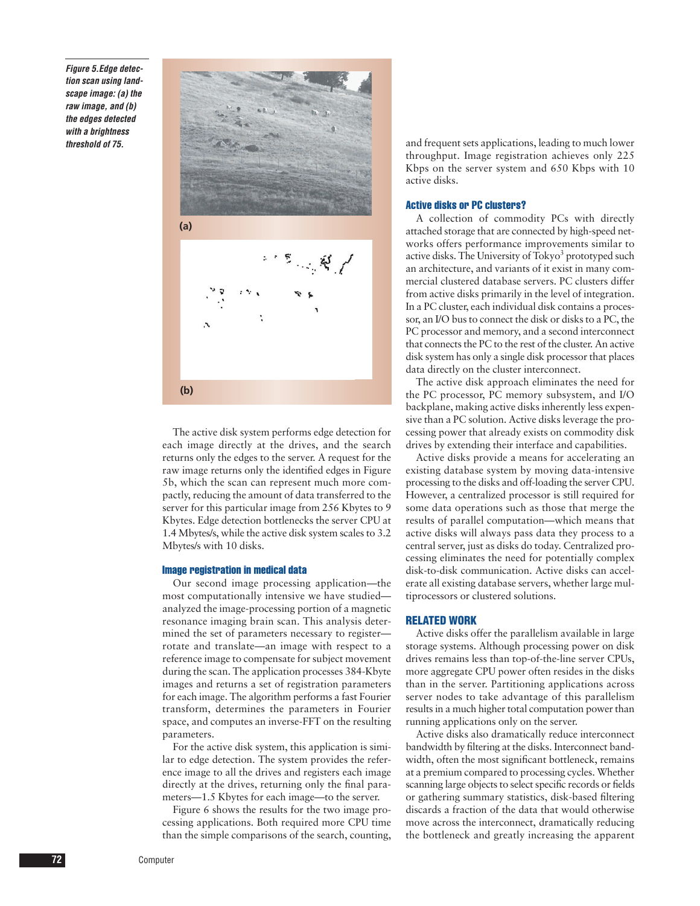*Figure 5. Edge detection scan using landscape image: (a) the raw image, and (b) the edges detected with a brightness threshold of 75.*

(a)

(b)

The active disk system performs edge detection for each image directly at the drives, and the search returns only the edges to the server. A request for the raw image returns only the identified edges in Figure 5b, which the scan can represent much more compactly, reducing the amount of data transferred to the server for this particular image from 256 Kbytes to 9 Kbytes. Edge detection bottlenecks the server CPU at 1.4 Mbytes/s, while the active disk system scales to 3.2 Mbytes/s with 10 disks.

### Image registration in medical data

Our second image processing application—the most computationally intensive we have studied—analyzed the image-processing portion of a magnetic resonance imaging brain scan. This analysis determined the set of parameters necessary to register—rotate and translate—an image with respect to a reference image to compensate for subject movement during the scan. The application processes 384-Kbyte images and returns a set of registration parameters for each image. The algorithm performs a fast Fourier transform, determines the parameters in Fourier space, and computes an inverse-FFT on the resulting parameters.

For the active disk system, this application is similar to edge detection. The system provides the reference image to all the drives and registers each image directly at the drives, returning only the final parameters—1.5 Kbytes for each image—to the server.

Figure 6 shows the results for the two image processing applications. Both required more CPU time than the simple comparisons of the search, counting, and frequent sets applications, leading to much lower throughput. Image registration achieves only 225 Kbps on the server system and 650 Kbps with 10 active disks.

### Active disks or PC clusters?

A collection of commodity PCs with directly attached storage that are connected by high-speed networks offers performance improvements similar to active disks. The University of Tokyo[3] prototyped such an architecture, and variants of it exist in many commercial clustered database servers. PC clusters differ from active disks primarily in the level of integration. In a PC cluster, each individual disk contains a processor, an I/O bus to connect the disk or disks to a PC, the PC processor and memory, and a second interconnect that connects the PC to the rest of the cluster. An active disk system has only a single disk processor that places data directly on the cluster interconnect.

The active disk approach eliminates the need for the PC processor, PC memory subsystem, and I/O backplane, making active disks inherently less expensive than a PC solution. Active disks leverage the processing power that already exists on commodity disk drives by extending their interface and capabilities.

Active disks provide a means for accelerating an existing database system by moving data-intensive processing to the disks and off-loading the server CPU. However, a centralized processor is still required for some data operations such as those that merge the results of parallel computation—which means that active disks will always pass data they process to a central server, just as disks do today. Centralized processing eliminates the need for potentially complex disk-to-disk communication. Active disks can accelerate all existing database servers, whether large multiprocessors or clustered solutions.

## RELATED WORK

Active disks offer the parallelism available in large storage systems. Although processing power on disk drives remains less than top-of-the-line server CPUs, more aggregate CPU power often resides in the disks than in the server. Partitioning applications across server nodes to take advantage of this parallelism results in a much higher total computation power than running applications only on the server.

Active disks also dramatically reduce interconnect bandwidth by filtering at the disks. Interconnect bandwidth, often the most significant bottleneck, remains at a premium compared to processing cycles. Whether scanning large objects to select specific records or fields or gathering summary statistics, disk-based filtering discards a fraction of the data that would otherwise move across the interconnect, dramatically reducing the bottleneck and greatly increasing the apparent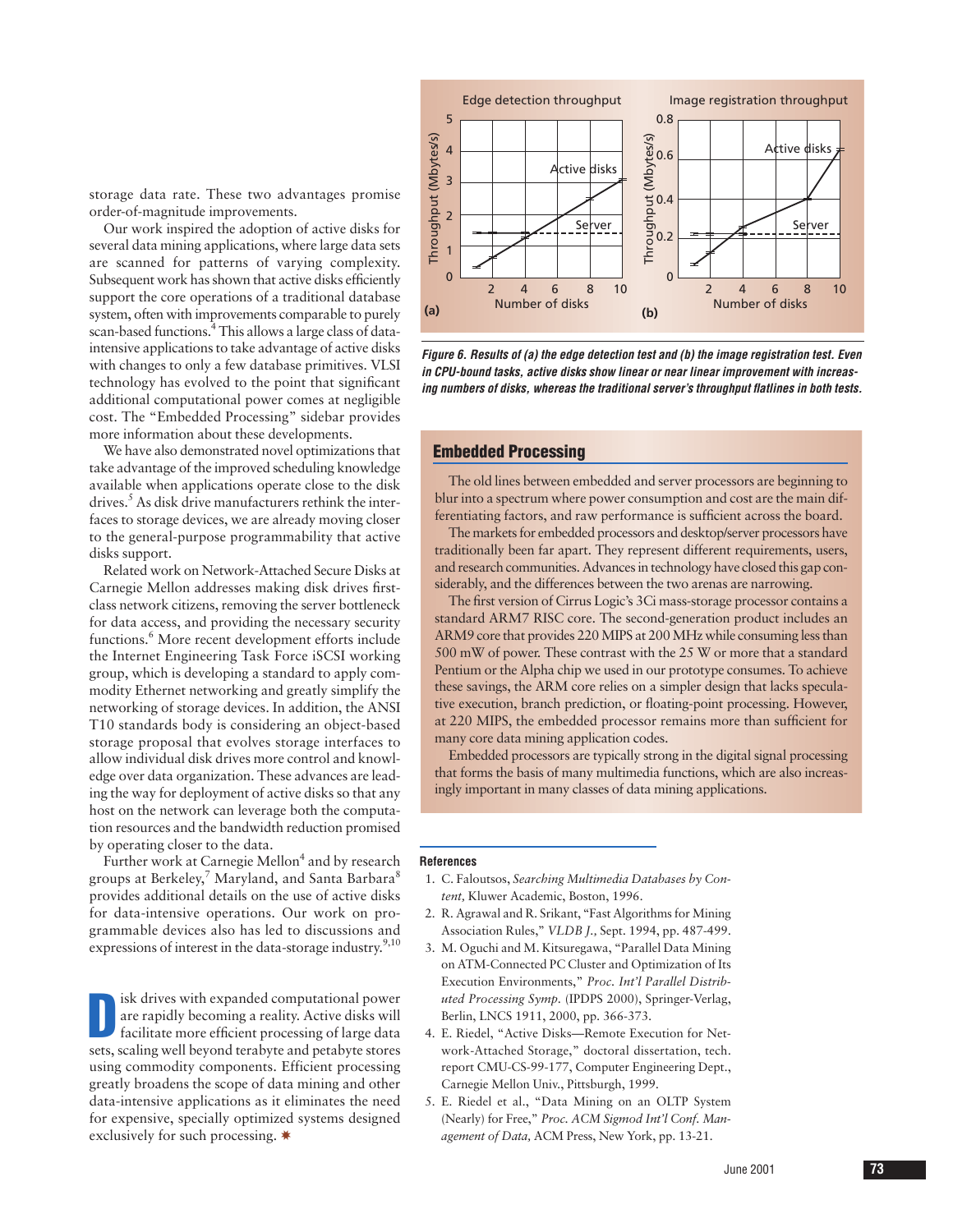storage data rate. These two advantages promise order-of-magnitude improvements.

Our work inspired the adoption of active disks for several data mining applications, where large data sets are scanned for patterns of varying complexity. Subsequent work has shown that active disks efficiently support the core operations of a traditional database system, often with improvements comparable to purely scan-based functions.[4] This allows a large class of data-intensive applications to take advantage of active disks with changes to only a few database primitives. VLSI technology has evolved to the point that significant additional computational power comes at negligible cost. The "Embedded Processing" sidebar provides more information about these developments.

We have also demonstrated novel optimizations that take advantage of the improved scheduling knowledge available when applications operate close to the disk drives.[5] As disk drive manufacturers rethink the interfaces to storage devices, we are already moving closer to the general-purpose programmability that active disks support.

Related work on Network-Attached Secure Disks at Carnegie Mellon addresses making disk drives first-class network citizens, removing the server bottleneck for data access, and providing the necessary security functions.[6] More recent development efforts include the Internet Engineering Task Force iSCSI working group, which is developing a standard to apply commodity Ethernet networking and greatly simplify the networking of storage devices. In addition, the ANSI T10 standards body is considering an object-based storage proposal that evolves storage interfaces to allow individual disk drives more control and knowledge over data organization. These advances are leading the way for deployment of active disks so that any host on the network can leverage both the computation resources and the bandwidth reduction promised by operating closer to the data.

Further work at Carnegie Mellon[4] and by research groups at Berkeley,[7] Maryland, and Santa Barbara[8] provides additional details on the use of active disks for data-intensive operations. Our work on programmable devices also has led to discussions and expressions of interest in the data-storage industry.[9,10]

Disk drives with expanded computational power are rapidly becoming a reality. Active disks will facilitate more efficient processing of large data sets, scaling well beyond terabyte and petabyte stores using commodity components. Efficient processing greatly broadens the scope of data mining and other data-intensive applications as it eliminates the need for expensive, specially optimized systems designed exclusively for such processing.

*Figure 6. Results of (a) the edge detection test and (b) the image registration test. Even in CPU-bound tasks, active disks show linear or near linear improvement with increasing numbers of disks, whereas the traditional server's throughput flatlines in both tests.*

## Embedded Processing

The old lines between embedded and server processors are beginning to blur into a spectrum where power consumption and cost are the main differentiating factors, and raw performance is sufficient across the board.

The markets for embedded processors and desktop/server processors have traditionally been far apart. They represent different requirements, users, and research communities. Advances in technology have closed this gap considerably, and the differences between the two arenas are narrowing.

The first version of Cirrus Logic's 3Ci mass-storage processor contains a standard ARM7 RISC core. The second-generation product includes an ARM9 core that provides 220 MIPS at 200 MHz while consuming less than 500 mW of power. These contrast with the 25 W or more that a standard Pentium or the Alpha chip we used in our prototype consumes. To achieve these savings, the ARM core relies on a simpler design that lacks speculative execution, branch prediction, or floating-point processing. However, at 220 MIPS, the embedded processor remains more than sufficient for many core data mining application codes.

Embedded processors are typically strong in the digital signal processing that forms the basis of many multimedia functions, which are also increasingly important in many classes of data mining applications.

### References

1. C. Faloutsos, *Searching Multimedia Databases by Content,* Kluwer Academic, Boston, 1996.
2. R. Agrawal and R. Srikant, "Fast Algorithms for Mining Association Rules," *VLDB J.,* Sept. 1994, pp. 487-499.
3. M. Oguchi and M. Kitsuregawa, "Parallel Data Mining on ATM-Connected PC Cluster and Optimization of Its Execution Environments," *Proc. Int'l Parallel Distributed Processing Symp.* (IPDPS 2000), Springer-Verlag, Berlin, LNCS 1911, 2000, pp. 366-373.
4. E. Riedel, "Active Disks—Remote Execution for Network-Attached Storage," doctoral dissertation, tech. report CMU-CS-99-177, Computer Engineering Dept., Carnegie Mellon Univ., Pittsburgh, 1999.
5. E. Riedel et al., "Data Mining on an OLTP System (Nearly) for Free," *Proc. ACM Sigmod Int'l Conf. Management of Data,* ACM Press, New York, pp. 13-21.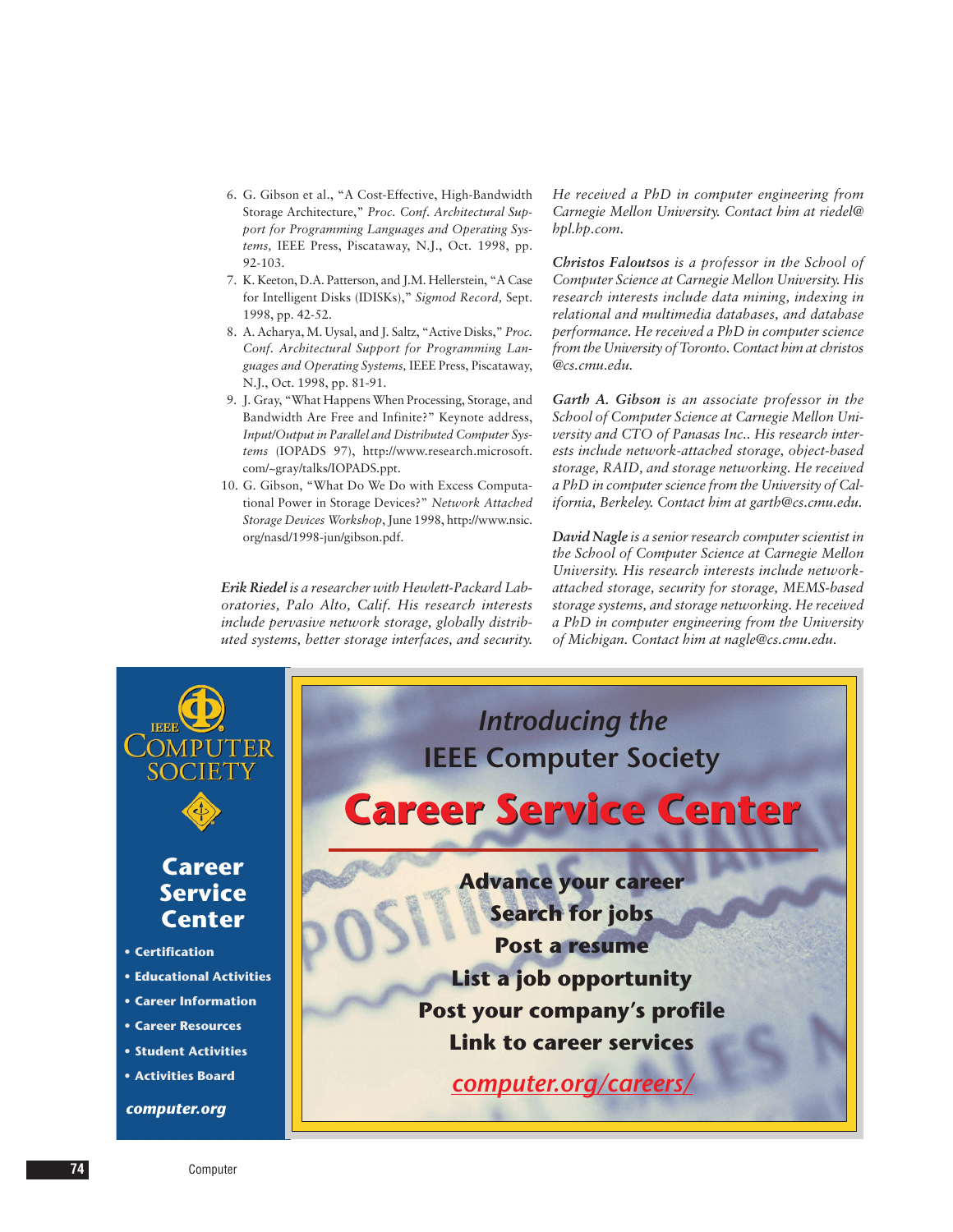6. G. Gibson et al., "A Cost-Effective, High-Bandwidth Storage Architecture," *Proc. Conf. Architectural Support for Programming Languages and Operating Systems,* IEEE Press, Piscataway, N.J., Oct. 1998, pp. 92-103.
7. K. Keeton, D.A. Patterson, and J.M. Hellerstein, "A Case for Intelligent Disks (IDISKs)," *Sigmod Record,* Sept. 1998, pp. 42-52.
8. A. Acharya, M. Uysal, and J. Saltz, "Active Disks," *Proc. Conf. Architectural Support for Programming Languages and Operating Systems,* IEEE Press, Piscataway, N.J., Oct. 1998, pp. 81-91.
9. J. Gray, "What Happens When Processing, Storage, and Bandwidth Are Free and Infinite?" Keynote address, *Input/Output in Parallel and Distributed Computer Systems* (IOPADS 97), http://www.research.microsoft.com/~gray/talks/IOPADS.ppt.
10. G. Gibson, "What Do We Do with Excess Computational Power in Storage Devices?" *Network Attached Storage Devices Workshop*, June 1998, http://www.nsic.org/nasd/1998-jun/gibson.pdf.

***Erik Riedel** is a researcher with Hewlett-Packard Laboratories, Palo Alto, Calif. His research interests include pervasive network storage, globally distributed systems, better storage interfaces, and security. He received a PhD in computer engineering from Carnegie Mellon University. Contact him at riedel@hpl.hp.com.*

***Christos Faloutsos** is a professor in the School of Computer Science at Carnegie Mellon University. His research interests include data mining, indexing in relational and multimedia databases, and database performance. He received a PhD in computer science from the University of Toronto. Contact him at christos@cs.cmu.edu.*

***Garth A. Gibson** is an associate professor in the School of Computer Science at Carnegie Mellon University and CTO of Panasas Inc.. His research interests include network-attached storage, object-based storage, RAID, and storage networking. He received a PhD in computer science from the University of California, Berkeley. Contact him at garth@cs.cmu.edu.*

***David Nagle** is a senior research computer scientist in the School of Computer Science at Carnegie Mellon University. His research interests include network-attached storage, security for storage, MEMS-based storage systems, and storage networking. He received a PhD in computer engineering from the University of Michigan. Contact him at nagle@cs.cmu.edu.*

IEEE COMPUTER SOCIETY

**Career Service Center**

- **Certification**
- **Educational Activities**
- **Career Information**
- **Career Resources**
- **Student Activities**
- **Activities Board**

***computer.org***

*Introducing the*
IEEE Computer Society

**Career Service Center**

**Advance your career**
**Search for jobs**
**Post a resume**
**List a job opportunity**
**Post your company's profile**
**Link to career services**

*computer.org/careers/*